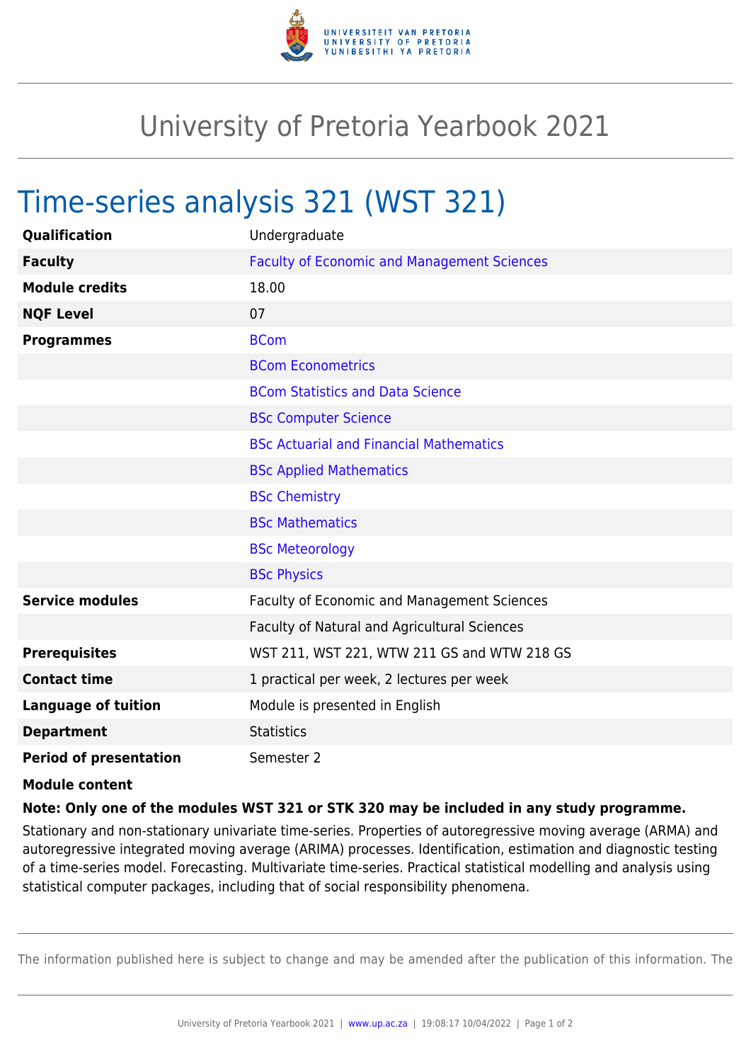# University of Pretoria Yearbook 2021

## Time-series analysis 321 (WST 321)

| | |
|---|---|
| **Qualification** | Undergraduate |
| **Faculty** | Faculty of Economic and Management Sciences |
| **Module credits** | 18.00 |
| **NQF Level** | 07 |
| **Programmes** | BCom |
| | BCom Econometrics |
| | BCom Statistics and Data Science |
| | BSc Computer Science |
| | BSc Actuarial and Financial Mathematics |
| | BSc Applied Mathematics |
| | BSc Chemistry |
| | BSc Mathematics |
| | BSc Meteorology |
| | BSc Physics |
| **Service modules** | Faculty of Economic and Management Sciences |
| | Faculty of Natural and Agricultural Sciences |
| **Prerequisites** | WST 211, WST 221, WTW 211 GS and WTW 218 GS |
| **Contact time** | 1 practical per week, 2 lectures per week |
| **Language of tuition** | Module is presented in English |
| **Department** | Statistics |
| **Period of presentation** | Semester 2 |

**Module content**

**Note: Only one of the modules WST 321 or STK 320 may be included in any study programme.**

Stationary and non-stationary univariate time-series. Properties of autoregressive moving average (ARMA) and autoregressive integrated moving average (ARIMA) processes. Identification, estimation and diagnostic testing of a time-series model. Forecasting. Multivariate time-series. Practical statistical modelling and analysis using statistical computer packages, including that of social responsibility phenomena.

The information published here is subject to change and may be amended after the publication of this information. The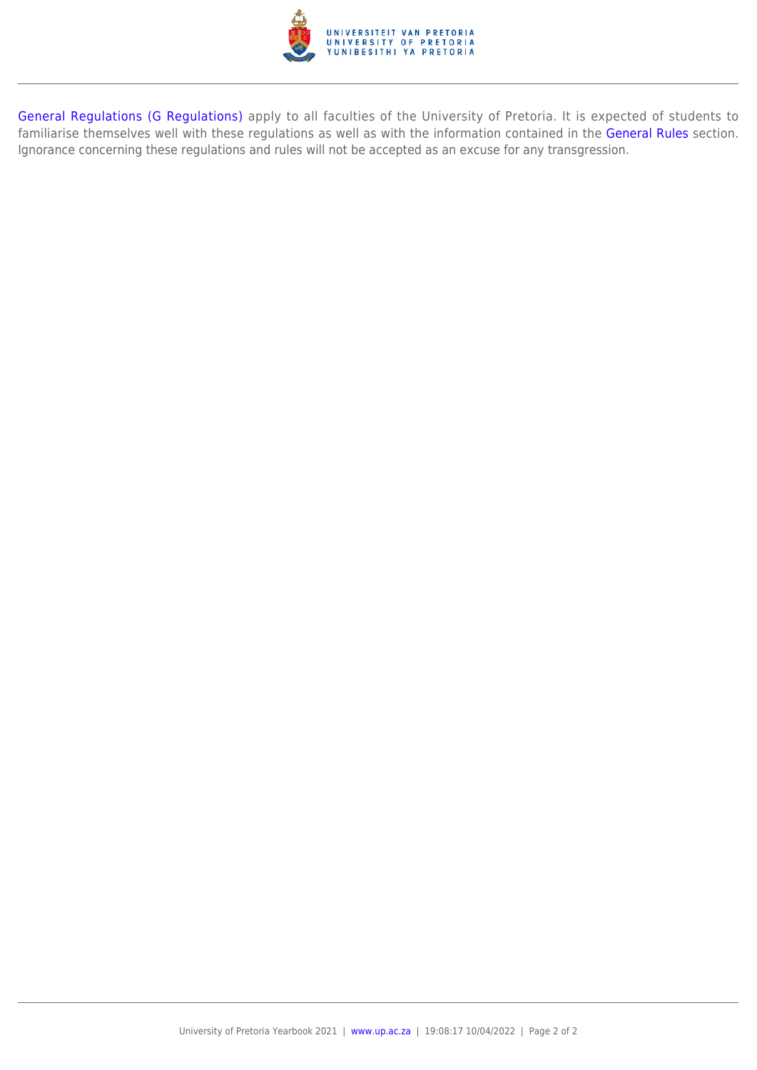General Regulations (G Regulations) apply to all faculties of the University of Pretoria. It is expected of students to familiarise themselves well with these regulations as well as with the information contained in the General Rules section. Ignorance concerning these regulations and rules will not be accepted as an excuse for any transgression.